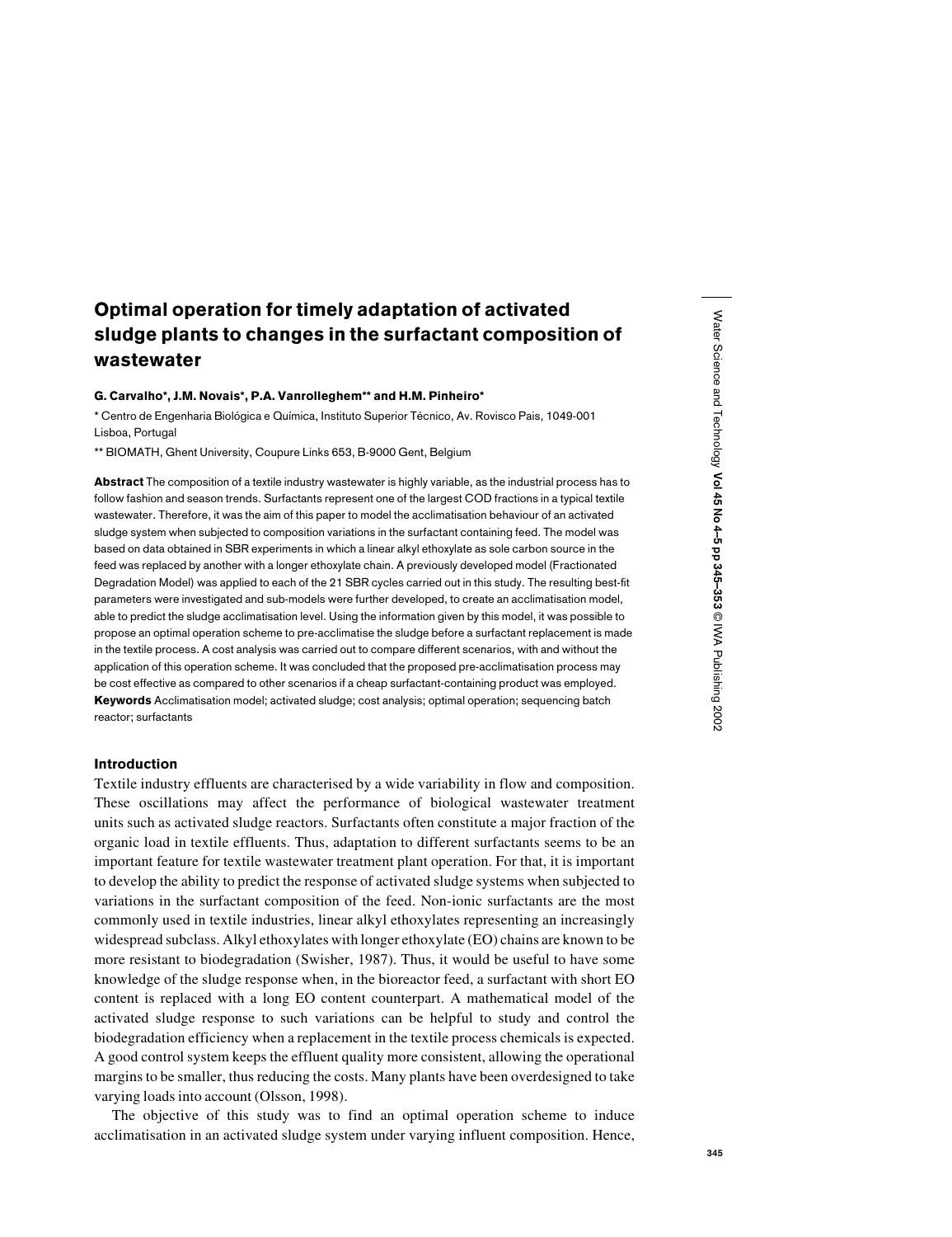# Optimal operation for timely adaptation of activated sludge plants to changes in the surfactant composition of wastewater

**G. Carvalho\*, J.M. Novais\*, P.A. Vanrolleghem\*\* and H.M. Pinheiro\***

\* Centro de Engenharia Biológica e Química, Instituto Superior Técnico, Av. Rovisco Pais, 1049-001 Lisboa, Portugal

\*\* BIOMATH, Ghent University, Coupure Links 653, B-9000 Gent, Belgium

**Abstract** The composition of a textile industry wastewater is highly variable, as the industrial process has to follow fashion and season trends. Surfactants represent one of the largest COD fractions in a typical textile wastewater. Therefore, it was the aim of this paper to model the acclimatisation behaviour of an activated sludge system when subjected to composition variations in the surfactant containing feed. The model was based on data obtained in SBR experiments in which a linear alkyl ethoxylate as sole carbon source in the feed was replaced by another with a longer ethoxylate chain. A previously developed model (Fractionated Degradation Model) was applied to each of the 21 SBR cycles carried out in this study. The resulting best-fit parameters were investigated and sub-models were further developed, to create an acclimatisation model, able to predict the sludge acclimatisation level. Using the information given by this model, it was possible to propose an optimal operation scheme to pre-acclimatise the sludge before a surfactant replacement is made in the textile process. A cost analysis was carried out to compare different scenarios, with and without the application of this operation scheme. It was concluded that the proposed pre-acclimatisation process may be cost effective as compared to other scenarios if a cheap surfactant-containing product was employed.

**Keywords** Acclimatisation model; activated sludge; cost analysis; optimal operation; sequencing batch reactor; surfactants

## Introduction

Textile industry effluents are characterised by a wide variability in flow and composition. These oscillations may affect the performance of biological wastewater treatment units such as activated sludge reactors. Surfactants often constitute a major fraction of the organic load in textile effluents. Thus, adaptation to different surfactants seems to be an important feature for textile wastewater treatment plant operation. For that, it is important to develop the ability to predict the response of activated sludge systems when subjected to variations in the surfactant composition of the feed. Non-ionic surfactants are the most commonly used in textile industries, linear alkyl ethoxylates representing an increasingly widespread subclass. Alkyl ethoxylates with longer ethoxylate (EO) chains are known to be more resistant to biodegradation (Swisher, 1987). Thus, it would be useful to have some knowledge of the sludge response when, in the bioreactor feed, a surfactant with short EO content is replaced with a long EO content counterpart. A mathematical model of the activated sludge response to such variations can be helpful to study and control the biodegradation efficiency when a replacement in the textile process chemicals is expected. A good control system keeps the effluent quality more consistent, allowing the operational margins to be smaller, thus reducing the costs. Many plants have been overdesigned to take varying loads into account (Olsson, 1998).

The objective of this study was to find an optimal operation scheme to induce acclimatisation in an activated sludge system under varying influent composition. Hence,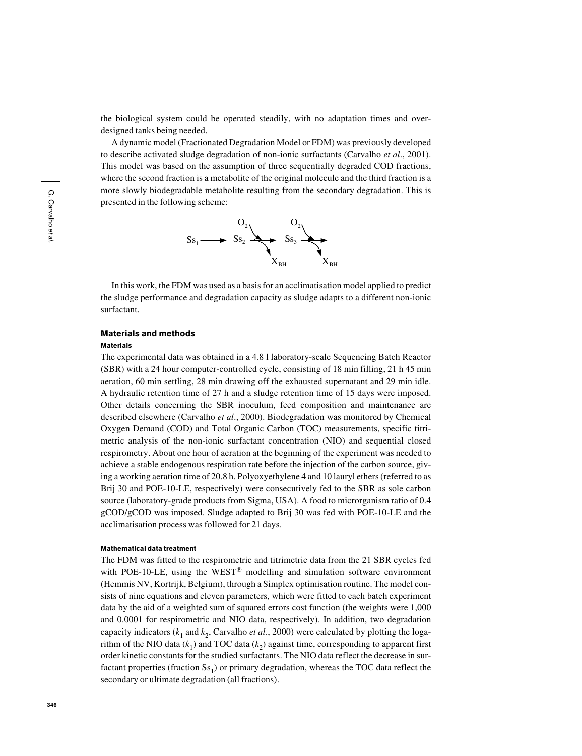the biological system could be operated steadily, with no adaptation times and over-designed tanks being needed.

A dynamic model (Fractionated Degradation Model or FDM) was previously developed to describe activated sludge degradation of non-ionic surfactants (Carvalho *et al*., 2001). This model was based on the assumption of three sequentially degraded COD fractions, where the second fraction is a metabolite of the original molecule and the third fraction is a more slowly biodegradable metabolite resulting from the secondary degradation. This is presented in the following scheme:

$$Ss_1 \longrightarrow Ss_2 \xrightarrow[X_{BH}]{O_2} Ss_3 \xrightarrow[X_{BH}]{O_2}$$

In this work, the FDM was used as a basis for an acclimatisation model applied to predict the sludge performance and degradation capacity as sludge adapts to a different non-ionic surfactant.

## Materials and methods

### Materials

The experimental data was obtained in a 4.8 l laboratory-scale Sequencing Batch Reactor (SBR) with a 24 hour computer-controlled cycle, consisting of 18 min filling, 21 h 45 min aeration, 60 min settling, 28 min drawing off the exhausted supernatant and 29 min idle. A hydraulic retention time of 27 h and a sludge retention time of 15 days were imposed. Other details concerning the SBR inoculum, feed composition and maintenance are described elsewhere (Carvalho *et al*., 2000). Biodegradation was monitored by Chemical Oxygen Demand (COD) and Total Organic Carbon (TOC) measurements, specific titrimetric analysis of the non-ionic surfactant concentration (NIO) and sequential closed respirometry. About one hour of aeration at the beginning of the experiment was needed to achieve a stable endogenous respiration rate before the injection of the carbon source, giving a working aeration time of 20.8 h. Polyoxyethylene 4 and 10 lauryl ethers (referred to as Brij 30 and POE-10-LE, respectively) were consecutively fed to the SBR as sole carbon source (laboratory-grade products from Sigma, USA). A food to microrganism ratio of 0.4 gCOD/gCOD was imposed. Sludge adapted to Brij 30 was fed with POE-10-LE and the acclimatisation process was followed for 21 days.

### Mathematical data treatment

The FDM was fitted to the respirometric and titrimetric data from the 21 SBR cycles fed with POE-10-LE, using the WEST® modelling and simulation software environment (Hemmis NV, Kortrijk, Belgium), through a Simplex optimisation routine. The model consists of nine equations and eleven parameters, which were fitted to each batch experiment data by the aid of a weighted sum of squared errors cost function (the weights were 1,000 and 0.0001 for respirometric and NIO data, respectively). In addition, two degradation capacity indicators ($k_1$ and $k_2$, Carvalho *et al*., 2000) were calculated by plotting the logarithm of the NIO data ($k_1$) and TOC data ($k_2$) against time, corresponding to apparent first order kinetic constants for the studied surfactants. The NIO data reflect the decrease in surfactant properties (fraction $Ss_1$) or primary degradation, whereas the TOC data reflect the secondary or ultimate degradation (all fractions).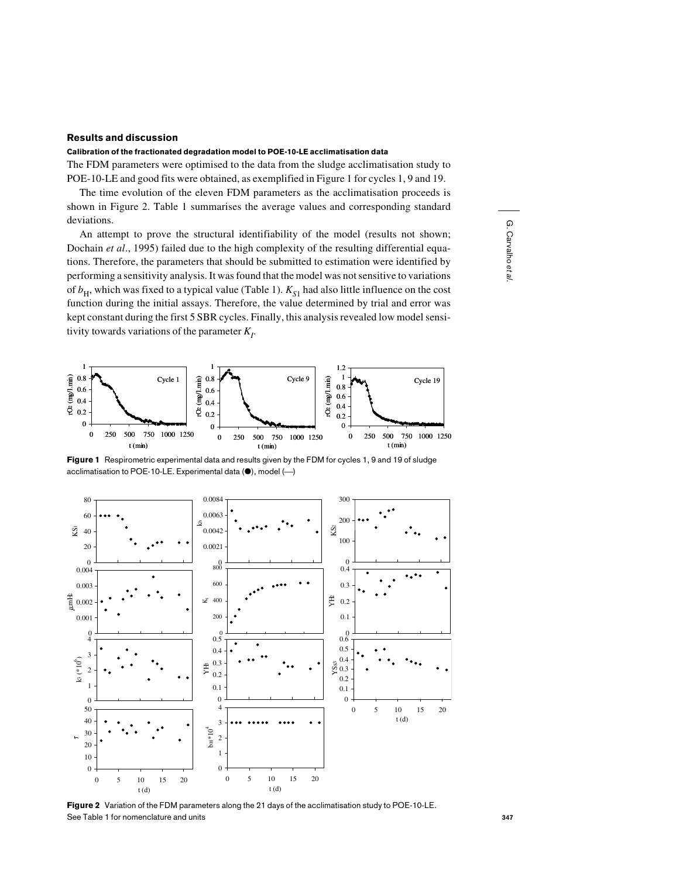## Results and discussion

### Calibration of the fractionated degradation model to POE-10-LE acclimatisation data

The FDM parameters were optimised to the data from the sludge acclimatisation study to POE-10-LE and good fits were obtained, as exemplified in Figure 1 for cycles 1, 9 and 19.

The time evolution of the eleven FDM parameters as the acclimatisation proceeds is shown in Figure 2. Table 1 summarises the average values and corresponding standard deviations.

An attempt to prove the structural identifiability of the model (results not shown; Dochain *et al*., 1995) failed due to the high complexity of the resulting differential equations. Therefore, the parameters that should be submitted to estimation were identified by performing a sensitivity analysis. It was found that the model was not sensitive to variations of $b_H$, which was fixed to a typical value (Table 1). $K_{S1}$ had also little influence on the cost function during the initial assays. Therefore, the value determined by trial and error was kept constant during the first 5 SBR cycles. Finally, this analysis revealed low model sensitivity towards variations of the parameter $K_I$.

**Figure 1** Respirometric experimental data and results given by the FDM for cycles 1, 9 and 19 of sludge acclimatisation to POE-10-LE. Experimental data (●), model (—)

**Figure 2** Variation of the FDM parameters along the 21 days of the acclimatisation study to POE-10-LE. See Table 1 for nomenclature and units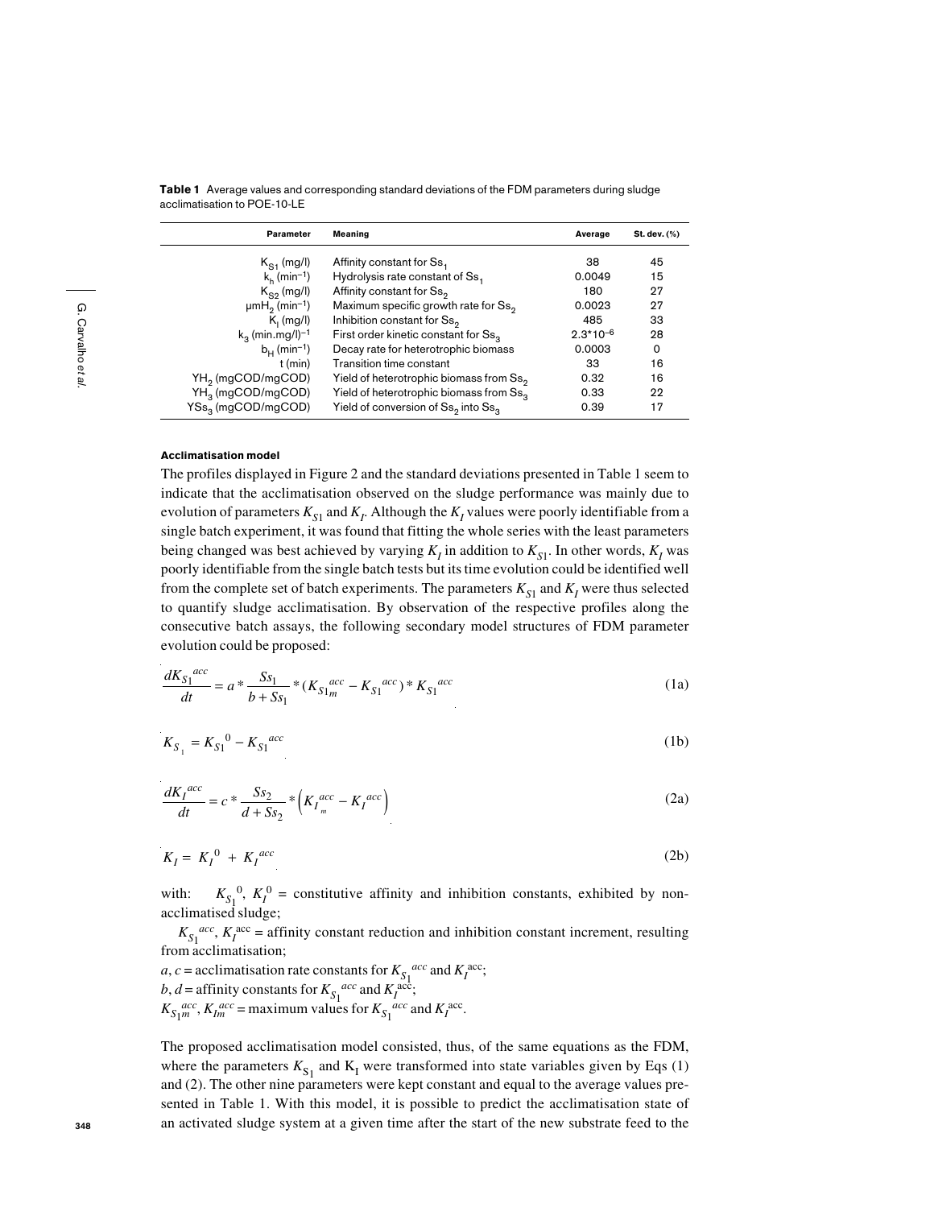**Table 1** Average values and corresponding standard deviations of the FDM parameters during sludge acclimatisation to POE-10-LE

| Parameter | Meaning | Average | St. dev. (%) |
|---|---|---|---|
| $K_{S1}$ (mg/l) | Affinity constant for $Ss_1$ | 38 | 45 |
| $k_h$ ($min^{-1}$) | Hydrolysis rate constant of $Ss_1$ | 0.0049 | 15 |
| $K_{S2}$ (mg/l) | Affinity constant for $Ss_2$ | 180 | 27 |
| $\mu mH_2$ ($min^{-1}$) | Maximum specific growth rate for $Ss_2$ | 0.0023 | 27 |
| $K_I$ (mg/l) | Inhibition constant for $Ss_2$ | 485 | 33 |
| $k_3$ $(min.mg/l)^{-1}$ | First order kinetic constant for $Ss_3$ | $2.3*10^{-6}$ | 28 |
| $b_H$ ($min^{-1}$) | Decay rate for heterotrophic biomass | 0.0003 | 0 |
| t (min) | Transition time constant | 33 | 16 |
| $YH_2$ (mgCOD/mgCOD) | Yield of heterotrophic biomass from $Ss_2$ | 0.32 | 16 |
| $YH_3$ (mgCOD/mgCOD) | Yield of heterotrophic biomass from $Ss_3$ | 0.33 | 22 |
| $YSs_3$ (mgCOD/mgCOD) | Yield of conversion of $Ss_2$ into $Ss_3$ | 0.39 | 17 |

#### Acclimatisation model

The profiles displayed in Figure 2 and the standard deviations presented in Table 1 seem to indicate that the acclimatisation observed on the sludge performance was mainly due to evolution of parameters $K_{S1}$ and $K_I$. Although the $K_I$ values were poorly identifiable from a single batch experiment, it was found that fitting the whole series with the least parameters being changed was best achieved by varying $K_I$ in addition to $K_{S1}$. In other words, $K_I$ was poorly identifiable from the single batch tests but its time evolution could be identified well from the complete set of batch experiments. The parameters $K_{S1}$ and $K_I$ were thus selected to quantify sludge acclimatisation. By observation of the respective profiles along the consecutive batch assays, the following secondary model structures of FDM parameter evolution could be proposed:

$$\frac{dK_{S1}{}^{acc}}{dt} = a * \frac{Ss_1}{b + Ss_1} * (K_{S1_m}{}^{acc} - K_{S1}{}^{acc}) * K_{S1}{}^{acc} \tag{1a}$$

$$K_{S_1} = K_{S1}{}^{0} - K_{S1}{}^{acc} \tag{1b}$$

$$\frac{dK_I{}^{acc}}{dt} = c * \frac{Ss_2}{d + Ss_2} * \left(K_{I_m}{}^{acc} - K_I{}^{acc}\right) \tag{2a}$$

$$K_I = K_I{}^{0} + K_I{}^{acc} \tag{2b}$$

with: $K_{S_1}{}^{0}$, $K_I{}^{0}$ = constitutive affinity and inhibition constants, exhibited by non-acclimatised sludge;

$K_{S_1}{}^{acc}$, $K_I{}^{acc}$ = affinity constant reduction and inhibition constant increment, resulting from acclimatisation;

$a$, $c$ = acclimatisation rate constants for $K_{S_1}{}^{acc}$ and $K_I{}^{acc}$;

$b$, $d$ = affinity constants for $K_{S_1}{}^{acc}$ and $K_I{}^{acc}$;

$K_{S_{1m}}{}^{acc}$, $K_{Im}{}^{acc}$ = maximum values for $K_{S_1}{}^{acc}$ and $K_I{}^{acc}$.

The proposed acclimatisation model consisted, thus, of the same equations as the FDM, where the parameters $K_{S_1}$ and $K_I$ were transformed into state variables given by Eqs (1) and (2). The other nine parameters were kept constant and equal to the average values presented in Table 1. With this model, it is possible to predict the acclimatisation state of an activated sludge system at a given time after the start of the new substrate feed to the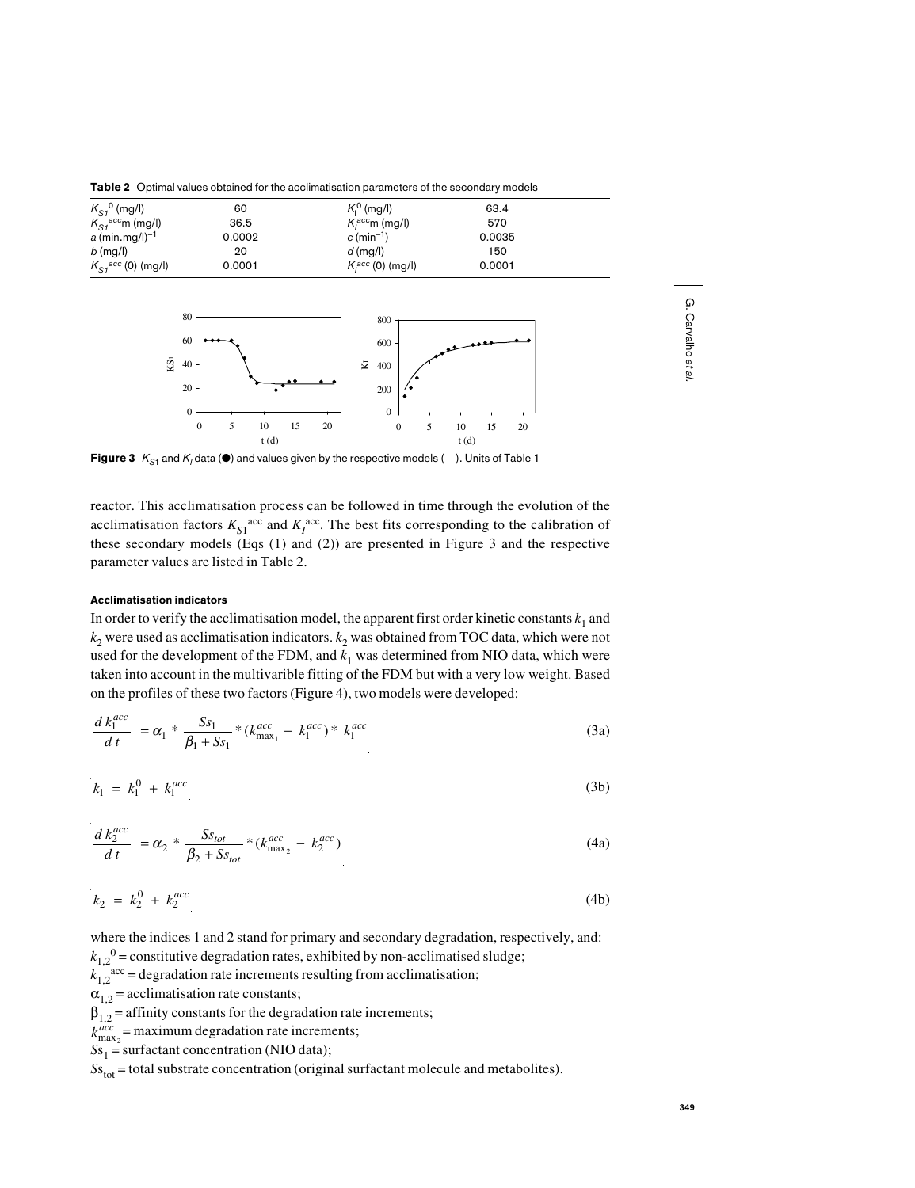**Table 2** Optimal values obtained for the acclimatisation parameters of the secondary models

| | | | |
|---|---|---|---|
| $K_{S1}{}^{0}$ (mg/l) | 60 | $K_I{}^{0}$ (mg/l) | 63.4 |
| $K_{S1}{}^{acc}$m (mg/l) | 36.5 | $K_I{}^{acc}$m (mg/l) | 570 |
| $a$ (min.mg/l)$^{-1}$ | 0.0002 | $c$ (min$^{-1}$) | 0.0035 |
| $b$ (mg/l) | 20 | $d$ (mg/l) | 150 |
| $K_{S1}{}^{acc}$ (0) (mg/l) | 0.0001 | $K_I{}^{acc}$ (0) (mg/l) | 0.0001 |

**Figure 3** $K_{S1}$ and $K_I$ data (●) and values given by the respective models (—). Units of Table 1

reactor. This acclimatisation process can be followed in time through the evolution of the acclimatisation factors $K_{S1}{}^{acc}$ and $K_I{}^{acc}$. The best fits corresponding to the calibration of these secondary models (Eqs (1) and (2)) are presented in Figure 3 and the respective parameter values are listed in Table 2.

#### Acclimatisation indicators

In order to verify the acclimatisation model, the apparent first order kinetic constants $k_1$ and $k_2$ were used as acclimatisation indicators. $k_2$ was obtained from TOC data, which were not used for the development of the FDM, and $k_1$ was determined from NIO data, which were taken into account in the multivarible fitting of the FDM but with a very low weight. Based on the profiles of these two factors (Figure 4), two models were developed:

$$\frac{d\,k_1^{acc}}{d\,t} = \alpha_1 * \frac{Ss_1}{\beta_1 + Ss_1} * (k_{\max_1}^{acc} - k_1^{acc}) * k_1^{acc} \tag{3a}$$

$$k_1 = k_1^0 + k_1^{acc} \tag{3b}$$

$$\frac{d\,k_2^{acc}}{d\,t} = \alpha_2 * \frac{Ss_{tot}}{\beta_2 + Ss_{tot}} * (k_{\max_2}^{acc} - k_2^{acc}) \tag{4a}$$

$$k_2 = k_2^0 + k_2^{acc} \tag{4b}$$

where the indices 1 and 2 stand for primary and secondary degradation, respectively, and:
$k_{1,2}{}^{0}$ = constitutive degradation rates, exhibited by non-acclimatised sludge;
$k_{1,2}{}^{acc}$ = degradation rate increments resulting from acclimatisation;
$\alpha_{1,2}$ = acclimatisation rate constants;
$\beta_{1,2}$ = affinity constants for the degradation rate increments;
$k_{\max_2}^{acc}$ = maximum degradation rate increments;
$Ss_1$ = surfactant concentration (NIO data);
$Ss_{tot}$ = total substrate concentration (original surfactant molecule and metabolites).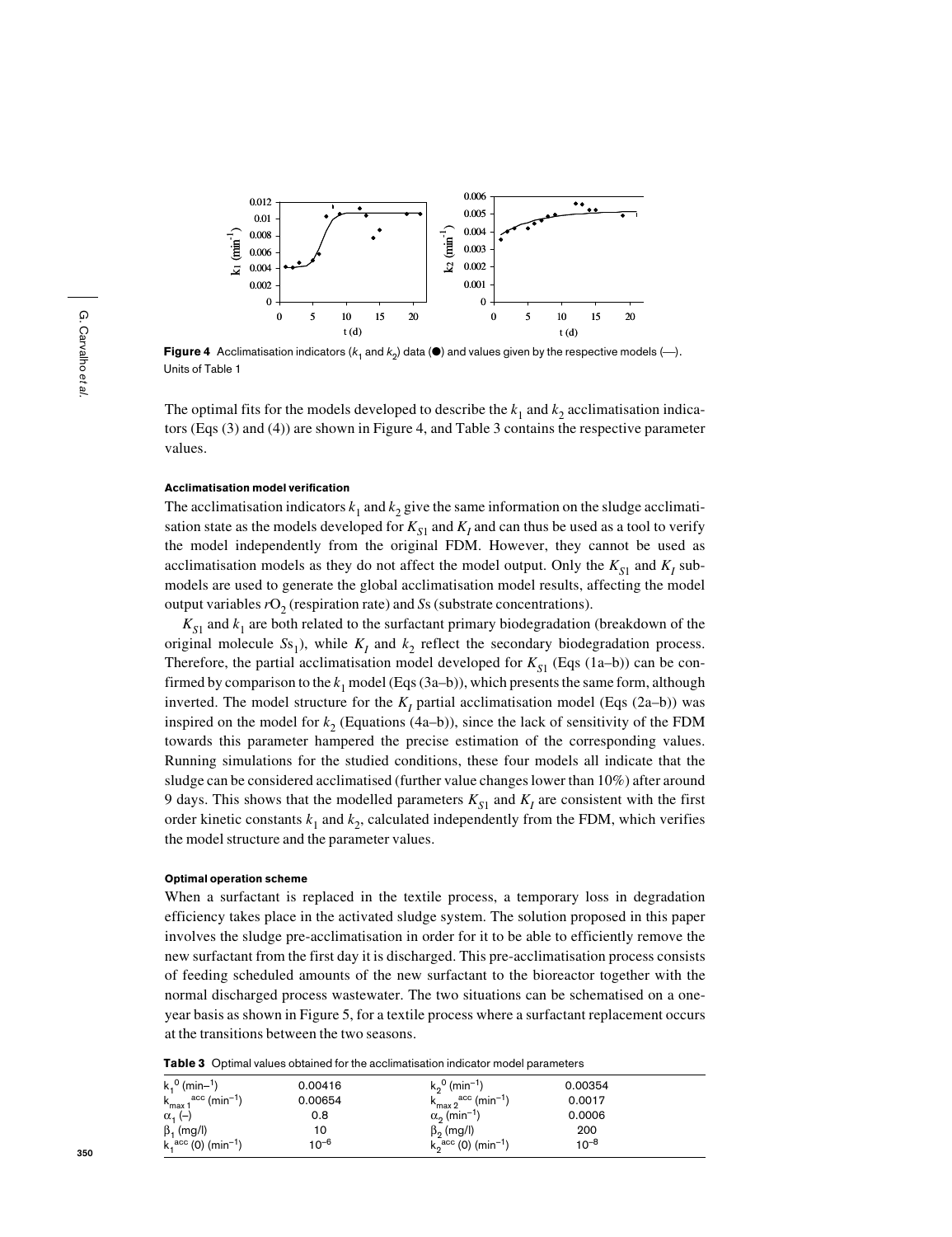**Figure 4** Acclimatisation indicators ($k_1$ and $k_2$) data (●) and values given by the respective models (—). Units of Table 1

The optimal fits for the models developed to describe the $k_1$ and $k_2$ acclimatisation indicators (Eqs (3) and (4)) are shown in Figure 4, and Table 3 contains the respective parameter values.

#### Acclimatisation model verification

The acclimatisation indicators $k_1$ and $k_2$ give the same information on the sludge acclimatisation state as the models developed for $K_{S1}$ and $K_I$ and can thus be used as a tool to verify the model independently from the original FDM. However, they cannot be used as acclimatisation models as they do not affect the model output. Only the $K_{S1}$ and $K_I$ sub-models are used to generate the global acclimatisation model results, affecting the model output variables $rO_2$ (respiration rate) and $Ss$ (substrate concentrations).

$K_{S1}$ and $k_1$ are both related to the surfactant primary biodegradation (breakdown of the original molecule $Ss_1$), while $K_I$ and $k_2$ reflect the secondary biodegradation process. Therefore, the partial acclimatisation model developed for $K_{S1}$ (Eqs (1a–b)) can be confirmed by comparison to the $k_1$ model (Eqs (3a–b)), which presents the same form, although inverted. The model structure for the $K_I$ partial acclimatisation model (Eqs (2a–b)) was inspired on the model for $k_2$ (Equations (4a–b)), since the lack of sensitivity of the FDM towards this parameter hampered the precise estimation of the corresponding values. Running simulations for the studied conditions, these four models all indicate that the sludge can be considered acclimatised (further value changes lower than 10%) after around 9 days. This shows that the modelled parameters $K_{S1}$ and $K_I$ are consistent with the first order kinetic constants $k_1$ and $k_2$, calculated independently from the FDM, which verifies the model structure and the parameter values.

#### Optimal operation scheme

When a surfactant is replaced in the textile process, a temporary loss in degradation efficiency takes place in the activated sludge system. The solution proposed in this paper involves the sludge pre-acclimatisation in order for it to be able to efficiently remove the new surfactant from the first day it is discharged. This pre-acclimatisation process consists of feeding scheduled amounts of the new surfactant to the bioreactor together with the normal discharged process wastewater. The two situations can be schematised on a one-year basis as shown in Figure 5, for a textile process where a surfactant replacement occurs at the transitions between the two seasons.

**Table 3** Optimal values obtained for the acclimatisation indicator model parameters

| | | | |
|---|---|---|---|
| $k_1^0$ (min$^{-1}$) | 0.00416 | $k_2^0$ (min$^{-1}$) | 0.00354 |
| $k_{max\,1}^{acc}$ (min$^{-1}$) | 0.00654 | $k_{max\,2}^{acc}$ (min$^{-1}$) | 0.0017 |
| $\alpha_1$ (–) | 0.8 | $\alpha_2$ (min$^{-1}$) | 0.0006 |
| $\beta_1$ (mg/l) | 10 | $\beta_2$ (mg/l) | 200 |
| $k_1^{acc}(0)$ (min$^{-1}$) | $10^{-6}$ | $k_2^{acc}(0)$ (min$^{-1}$) | $10^{-8}$ |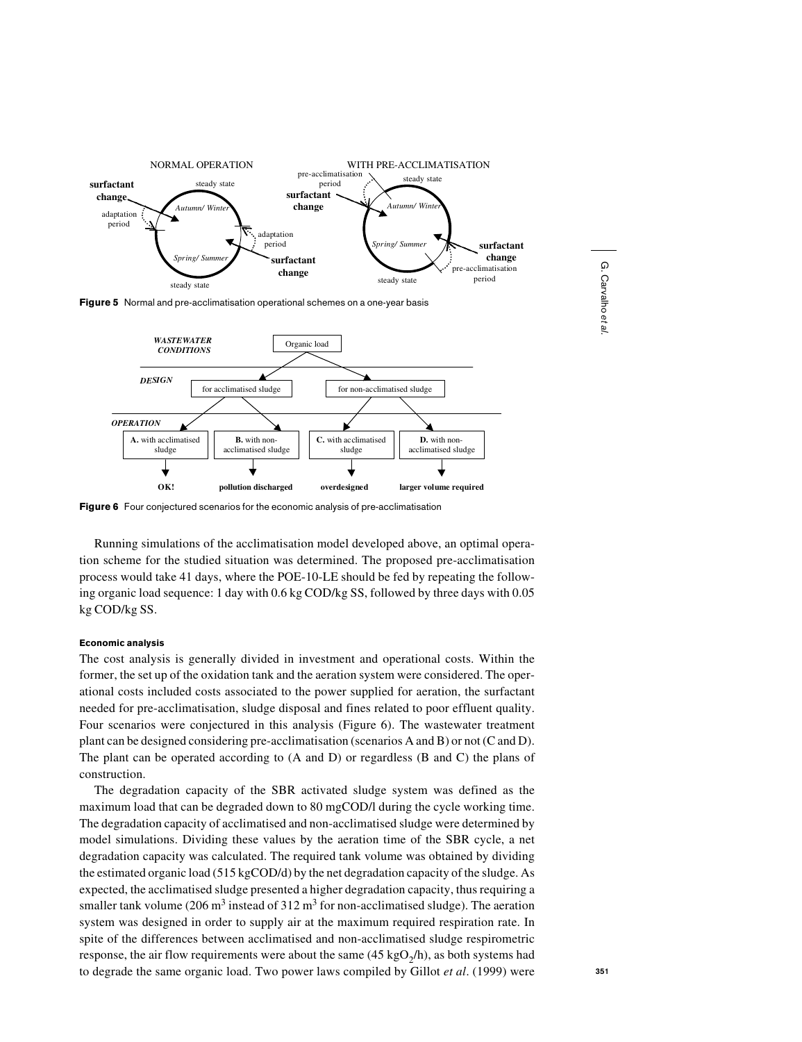Figure 5 Normal and pre-acclimatisation operational schemes on a one-year basis

Figure 6 Four conjectured scenarios for the economic analysis of pre-acclimatisation

Running simulations of the acclimatisation model developed above, an optimal operation scheme for the studied situation was determined. The proposed pre-acclimatisation process would take 41 days, where the POE-10-LE should be fed by repeating the following organic load sequence: 1 day with 0.6 kg COD/kg SS, followed by three days with 0.05 kg COD/kg SS.

#### Economic analysis

The cost analysis is generally divided in investment and operational costs. Within the former, the set up of the oxidation tank and the aeration system were considered. The operational costs included costs associated to the power supplied for aeration, the surfactant needed for pre-acclimatisation, sludge disposal and fines related to poor effluent quality. Four scenarios were conjectured in this analysis (Figure 6). The wastewater treatment plant can be designed considering pre-acclimatisation (scenarios A and B) or not (C and D). The plant can be operated according to (A and D) or regardless (B and C) the plans of construction.

The degradation capacity of the SBR activated sludge system was defined as the maximum load that can be degraded down to 80 mgCOD/l during the cycle working time. The degradation capacity of acclimatised and non-acclimatised sludge were determined by model simulations. Dividing these values by the aeration time of the SBR cycle, a net degradation capacity was calculated. The required tank volume was obtained by dividing the estimated organic load (515 kgCOD/d) by the net degradation capacity of the sludge. As expected, the acclimatised sludge presented a higher degradation capacity, thus requiring a smaller tank volume (206 $m^3$ instead of 312 $m^3$ for non-acclimatised sludge). The aeration system was designed in order to supply air at the maximum required respiration rate. In spite of the differences between acclimatised and non-acclimatised sludge respirometric response, the air flow requirements were about the same (45 $kgO_2/h$), as both systems had to degrade the same organic load. Two power laws compiled by Gillot *et al*. (1999) were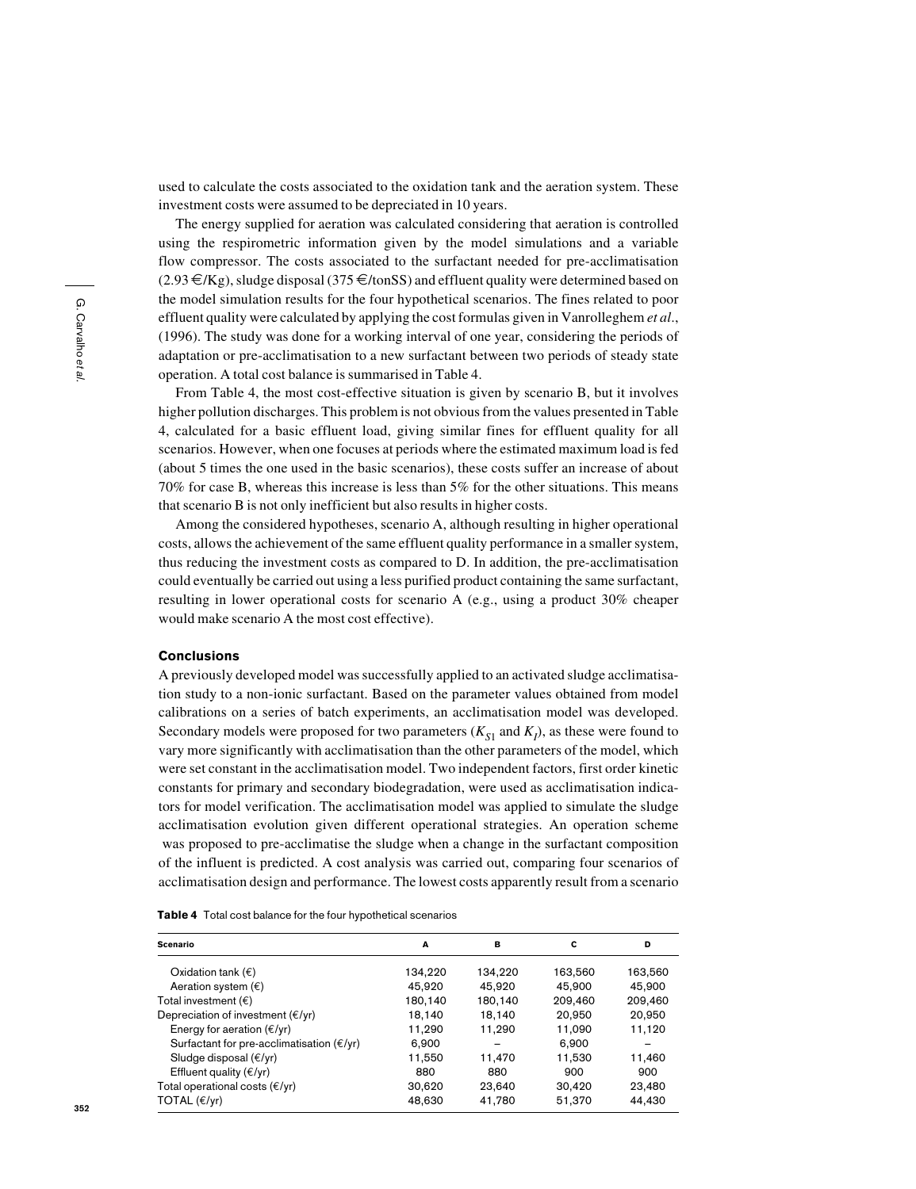used to calculate the costs associated to the oxidation tank and the aeration system. These investment costs were assumed to be depreciated in 10 years.

The energy supplied for aeration was calculated considering that aeration is controlled using the respirometric information given by the model simulations and a variable flow compressor. The costs associated to the surfactant needed for pre-acclimatisation (2.93 €/Kg), sludge disposal (375 €/tonSS) and effluent quality were determined based on the model simulation results for the four hypothetical scenarios. The fines related to poor effluent quality were calculated by applying the cost formulas given in Vanrolleghem *et al*., (1996). The study was done for a working interval of one year, considering the periods of adaptation or pre-acclimatisation to a new surfactant between two periods of steady state operation. A total cost balance is summarised in Table 4.

From Table 4, the most cost-effective situation is given by scenario B, but it involves higher pollution discharges. This problem is not obvious from the values presented in Table 4, calculated for a basic effluent load, giving similar fines for effluent quality for all scenarios. However, when one focuses at periods where the estimated maximum load is fed (about 5 times the one used in the basic scenarios), these costs suffer an increase of about 70% for case B, whereas this increase is less than 5% for the other situations. This means that scenario B is not only inefficient but also results in higher costs.

Among the considered hypotheses, scenario A, although resulting in higher operational costs, allows the achievement of the same effluent quality performance in a smaller system, thus reducing the investment costs as compared to D. In addition, the pre-acclimatisation could eventually be carried out using a less purified product containing the same surfactant, resulting in lower operational costs for scenario A (e.g., using a product 30% cheaper would make scenario A the most cost effective).

## Conclusions

A previously developed model was successfully applied to an activated sludge acclimatisation study to a non-ionic surfactant. Based on the parameter values obtained from model calibrations on a series of batch experiments, an acclimatisation model was developed. Secondary models were proposed for two parameters ($K_{S1}$ and $K_I$), as these were found to vary more significantly with acclimatisation than the other parameters of the model, which were set constant in the acclimatisation model. Two independent factors, first order kinetic constants for primary and secondary biodegradation, were used as acclimatisation indicators for model verification. The acclimatisation model was applied to simulate the sludge acclimatisation evolution given different operational strategies. An operation scheme was proposed to pre-acclimatise the sludge when a change in the surfactant composition of the influent is predicted. A cost analysis was carried out, comparing four scenarios of acclimatisation design and performance. The lowest costs apparently result from a scenario

**Table 4** Total cost balance for the four hypothetical scenarios

| Scenario | A | B | C | D |
|---|---|---|---|---|
| Oxidation tank (€) | 134,220 | 134,220 | 163,560 | 163,560 |
| Aeration system (€) | 45,920 | 45,920 | 45,900 | 45,900 |
| Total investment (€) | 180,140 | 180,140 | 209,460 | 209,460 |
| Depreciation of investment (€/yr) | 18,140 | 18,140 | 20,950 | 20,950 |
| Energy for aeration (€/yr) | 11,290 | 11,290 | 11,090 | 11,120 |
| Surfactant for pre-acclimatisation (€/yr) | 6,900 | – | 6,900 | – |
| Sludge disposal (€/yr) | 11,550 | 11,470 | 11,530 | 11,460 |
| Effluent quality (€/yr) | 880 | 880 | 900 | 900 |
| Total operational costs (€/yr) | 30,620 | 23,640 | 30,420 | 23,480 |
| TOTAL (€/yr) | 48,630 | 41,780 | 51,370 | 44,430 |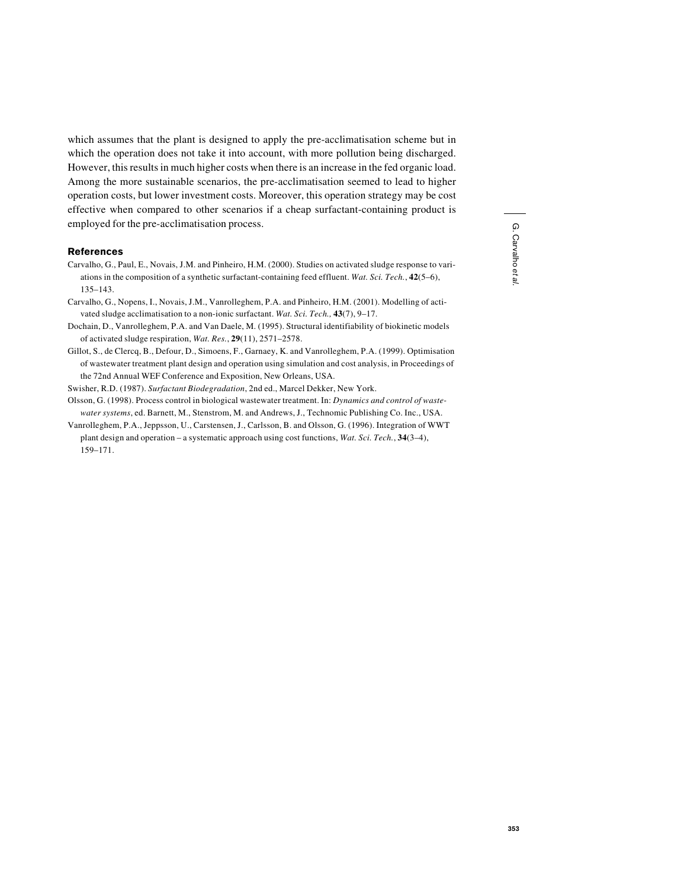which assumes that the plant is designed to apply the pre-acclimatisation scheme but in which the operation does not take it into account, with more pollution being discharged. However, this results in much higher costs when there is an increase in the fed organic load. Among the more sustainable scenarios, the pre-acclimatisation seemed to lead to higher operation costs, but lower investment costs. Moreover, this operation strategy may be cost effective when compared to other scenarios if a cheap surfactant-containing product is employed for the pre-acclimatisation process.

## References

Carvalho, G., Paul, E., Novais, J.M. and Pinheiro, H.M. (2000). Studies on activated sludge response to variations in the composition of a synthetic surfactant-containing feed effluent. *Wat. Sci. Tech.*, **42**(5–6), 135–143.

Carvalho, G., Nopens, I., Novais, J.M., Vanrolleghem, P.A. and Pinheiro, H.M. (2001). Modelling of activated sludge acclimatisation to a non-ionic surfactant. *Wat. Sci. Tech.,* **43**(7), 9–17.

Dochain, D., Vanrolleghem, P.A. and Van Daele, M. (1995). Structural identifiability of biokinetic models of activated sludge respiration, *Wat. Res.*, **29**(11), 2571–2578.

Gillot, S., de Clercq, B., Defour, D., Simoens, F., Garnaey, K. and Vanrolleghem, P.A. (1999). Optimisation of wastewater treatment plant design and operation using simulation and cost analysis, in Proceedings of the 72nd Annual WEF Conference and Exposition, New Orleans, USA.

Swisher, R.D. (1987). *Surfactant Biodegradation*, 2nd ed., Marcel Dekker, New York.

Olsson, G. (1998). Process control in biological wastewater treatment. In: *Dynamics and control of wastewater systems*, ed. Barnett, M., Stenstrom, M. and Andrews, J., Technomic Publishing Co. Inc., USA.

Vanrolleghem, P.A., Jeppsson, U., Carstensen, J., Carlsson, B. and Olsson, G. (1996). Integration of WWT plant design and operation – a systematic approach using cost functions, *Wat. Sci. Tech.*, **34**(3–4), 159–171.